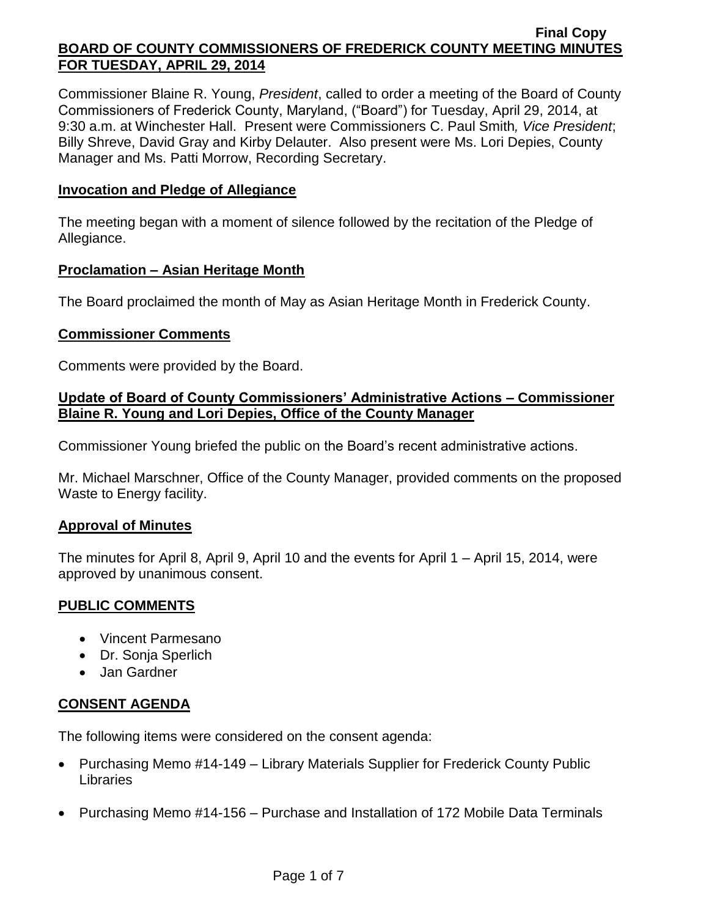**Final Copy**

**BOARD OF COUNTY COMMISSIONERS OF FREDERICK COUNTY MEETING MINUTES FOR TUESDAY, APRIL 29, 2014**

Commissioner Blaine R. Young, *President*, called to order a meeting of the Board of County Commissioners of Frederick County, Maryland, ("Board") for Tuesday, April 29, 2014, at 9:30 a.m. at Winchester Hall. Present were Commissioners C. Paul Smith*, Vice President*; Billy Shreve, David Gray and Kirby Delauter. Also present were Ms. Lori Depies, County Manager and Ms. Patti Morrow, Recording Secretary.

**Invocation and Pledge of Allegiance**

The meeting began with a moment of silence followed by the recitation of the Pledge of Allegiance.

**Proclamation – Asian Heritage Month**

The Board proclaimed the month of May as Asian Heritage Month in Frederick County.

**Commissioner Comments**

Comments were provided by the Board.

**Update of Board of County Commissioners' Administrative Actions – Commissioner Blaine R. Young and Lori Depies, Office of the County Manager**

Commissioner Young briefed the public on the Board's recent administrative actions.

Mr. Michael Marschner, Office of the County Manager, provided comments on the proposed Waste to Energy facility.

**Approval of Minutes**

The minutes for April 8, April 9, April 10 and the events for April 1 – April 15, 2014, were approved by unanimous consent.

**PUBLIC COMMENTS**

- Vincent Parmesano
- Dr. Sonja Sperlich
- Jan Gardner

**CONSENT AGENDA**

The following items were considered on the consent agenda:

- Purchasing Memo #14-149 – Library Materials Supplier for Frederick County Public Libraries
- Purchasing Memo #14-156 – Purchase and Installation of 172 Mobile Data Terminals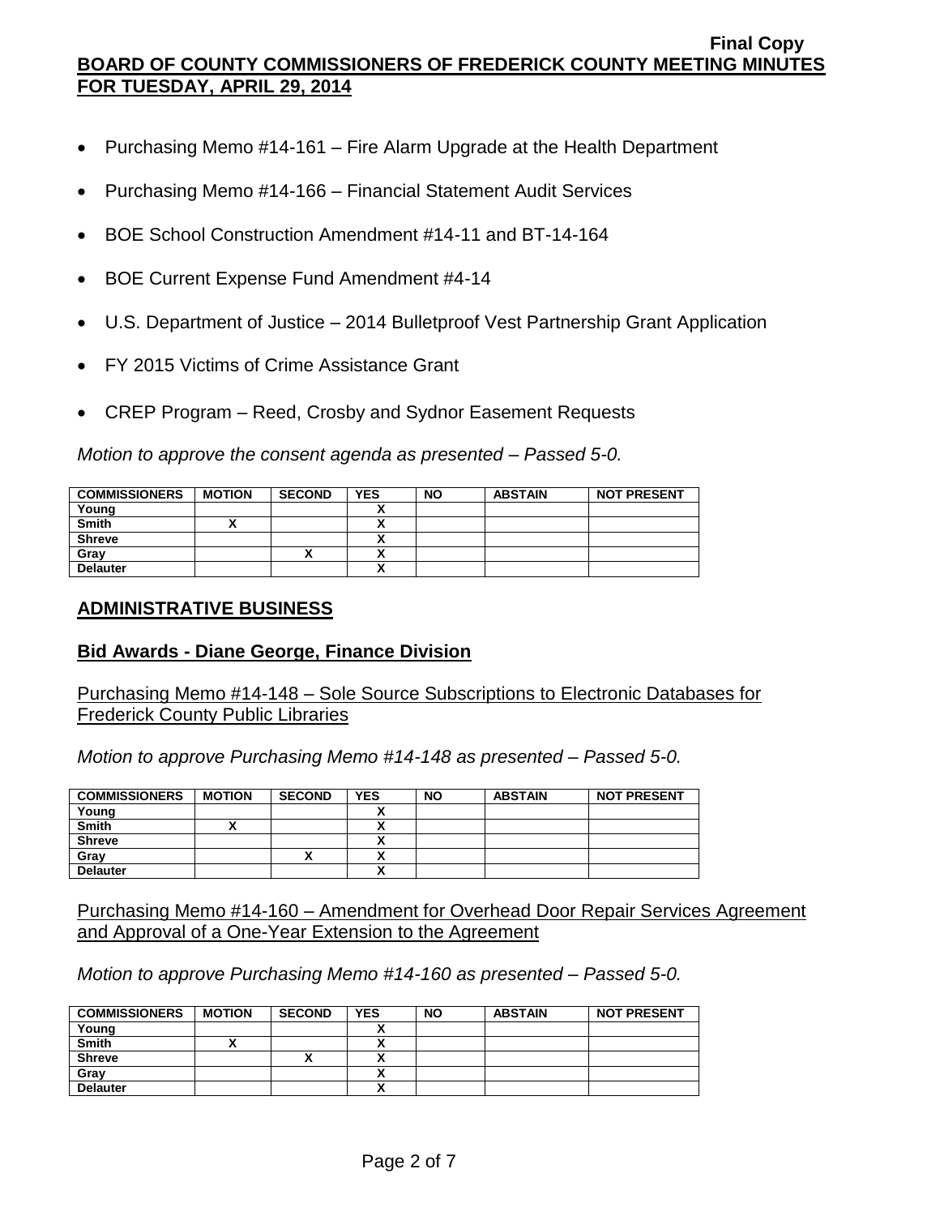- Purchasing Memo #14-161 – Fire Alarm Upgrade at the Health Department
- Purchasing Memo #14-166 – Financial Statement Audit Services
- BOE School Construction Amendment #14-11 and BT-14-164
- BOE Current Expense Fund Amendment #4-14
- U.S. Department of Justice – 2014 Bulletproof Vest Partnership Grant Application
- FY 2015 Victims of Crime Assistance Grant
- CREP Program – Reed, Crosby and Sydnor Easement Requests

*Motion to approve the consent agenda as presented – Passed 5-0.*

| COMMISSIONERS | MOTION | SECOND | YES | NO | ABSTAIN | NOT PRESENT |
|---|---|---|---|---|---|---|
| Young | | | X | | | |
| Smith | X | | X | | | |
| Shreve | | | X | | | |
| Gray | | X | X | | | |
| Delauter | | | X | | | |

## ADMINISTRATIVE BUSINESS

### Bid Awards - Diane George, Finance Division

Purchasing Memo #14-148 – Sole Source Subscriptions to Electronic Databases for Frederick County Public Libraries

*Motion to approve Purchasing Memo #14-148 as presented – Passed 5-0.*

| COMMISSIONERS | MOTION | SECOND | YES | NO | ABSTAIN | NOT PRESENT |
|---|---|---|---|---|---|---|
| Young | | | X | | | |
| Smith | X | | X | | | |
| Shreve | | | X | | | |
| Gray | | X | X | | | |
| Delauter | | | X | | | |

Purchasing Memo #14-160 – Amendment for Overhead Door Repair Services Agreement and Approval of a One-Year Extension to the Agreement

*Motion to approve Purchasing Memo #14-160 as presented – Passed 5-0.*

| COMMISSIONERS | MOTION | SECOND | YES | NO | ABSTAIN | NOT PRESENT |
|---|---|---|---|---|---|---|
| Young | | | X | | | |
| Smith | X | | X | | | |
| Shreve | | X | X | | | |
| Gray | | | X | | | |
| Delauter | | | X | | | |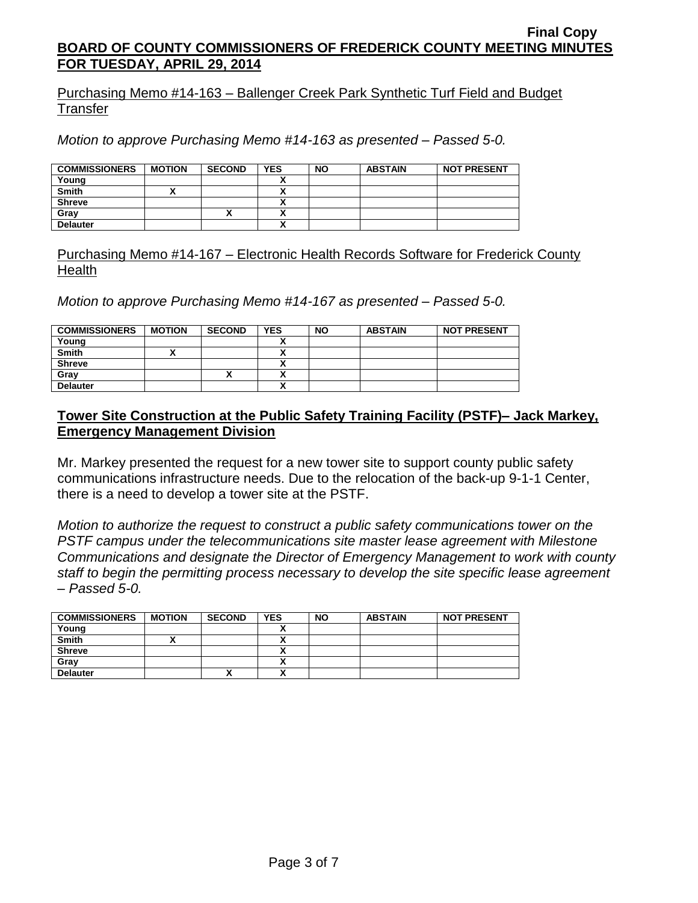Purchasing Memo #14-163 – Ballenger Creek Park Synthetic Turf Field and Budget Transfer

*Motion to approve Purchasing Memo #14-163 as presented – Passed 5-0.*

| COMMISSIONERS | MOTION | SECOND | YES | NO | ABSTAIN | NOT PRESENT |
|---|---|---|---|---|---|---|
| Young | | | X | | | |
| Smith | X | | X | | | |
| Shreve | | | X | | | |
| Gray | | X | X | | | |
| Delauter | | | X | | | |

Purchasing Memo #14-167 – Electronic Health Records Software for Frederick County Health

*Motion to approve Purchasing Memo #14-167 as presented – Passed 5-0.*

| COMMISSIONERS | MOTION | SECOND | YES | NO | ABSTAIN | NOT PRESENT |
|---|---|---|---|---|---|---|
| Young | | | X | | | |
| Smith | X | | X | | | |
| Shreve | | | X | | | |
| Gray | | X | X | | | |
| Delauter | | | X | | | |

## Tower Site Construction at the Public Safety Training Facility (PSTF)– Jack Markey, Emergency Management Division

Mr. Markey presented the request for a new tower site to support county public safety communications infrastructure needs. Due to the relocation of the back-up 9-1-1 Center, there is a need to develop a tower site at the PSTF.

*Motion to authorize the request to construct a public safety communications tower on the PSTF campus under the telecommunications site master lease agreement with Milestone Communications and designate the Director of Emergency Management to work with county staff to begin the permitting process necessary to develop the site specific lease agreement – Passed 5-0.*

| COMMISSIONERS | MOTION | SECOND | YES | NO | ABSTAIN | NOT PRESENT |
|---|---|---|---|---|---|---|
| Young | | | X | | | |
| Smith | X | | X | | | |
| Shreve | | | X | | | |
| Gray | | | X | | | |
| Delauter | | X | X | | | |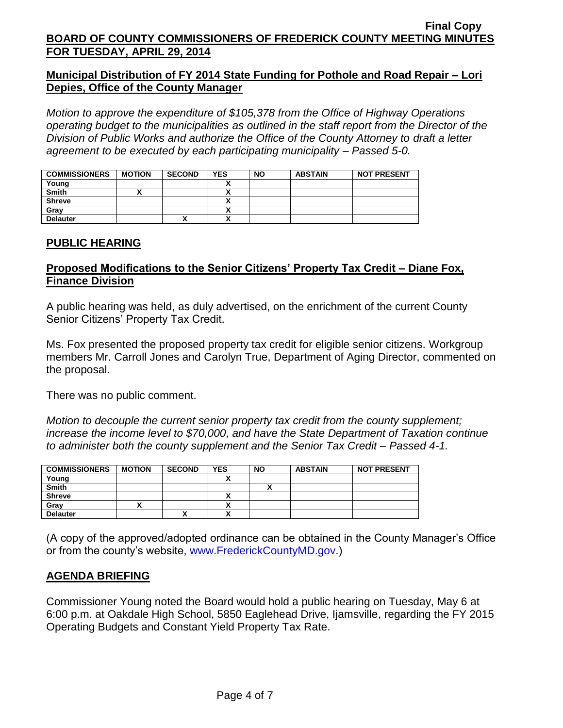## Municipal Distribution of FY 2014 State Funding for Pothole and Road Repair – Lori Depies, Office of the County Manager

*Motion to approve the expenditure of $105,378 from the Office of Highway Operations operating budget to the municipalities as outlined in the staff report from the Director of the Division of Public Works and authorize the Office of the County Attorney to draft a letter agreement to be executed by each participating municipality – Passed 5-0.*

| COMMISSIONERS | MOTION | SECOND | YES | NO | ABSTAIN | NOT PRESENT |
|---|---|---|---|---|---|---|
| Young | | | X | | | |
| Smith | X | | X | | | |
| Shreve | | | X | | | |
| Gray | | | X | | | |
| Delauter | | X | X | | | |

## PUBLIC HEARING

## Proposed Modifications to the Senior Citizens' Property Tax Credit – Diane Fox, Finance Division

A public hearing was held, as duly advertised, on the enrichment of the current County Senior Citizens' Property Tax Credit.

Ms. Fox presented the proposed property tax credit for eligible senior citizens. Workgroup members Mr. Carroll Jones and Carolyn True, Department of Aging Director, commented on the proposal.

There was no public comment.

*Motion to decouple the current senior property tax credit from the county supplement; increase the income level to $70,000, and have the State Department of Taxation continue to administer both the county supplement and the Senior Tax Credit – Passed 4-1.*

| COMMISSIONERS | MOTION | SECOND | YES | NO | ABSTAIN | NOT PRESENT |
|---|---|---|---|---|---|---|
| Young | | | X | | | |
| Smith | | | | X | | |
| Shreve | | | X | | | |
| Gray | X | | X | | | |
| Delauter | | X | X | | | |

(A copy of the approved/adopted ordinance can be obtained in the County Manager's Office or from the county's website, www.FrederickCountyMD.gov.)

## AGENDA BRIEFING

Commissioner Young noted the Board would hold a public hearing on Tuesday, May 6 at 6:00 p.m. at Oakdale High School, 5850 Eaglehead Drive, Ijamsville, regarding the FY 2015 Operating Budgets and Constant Yield Property Tax Rate.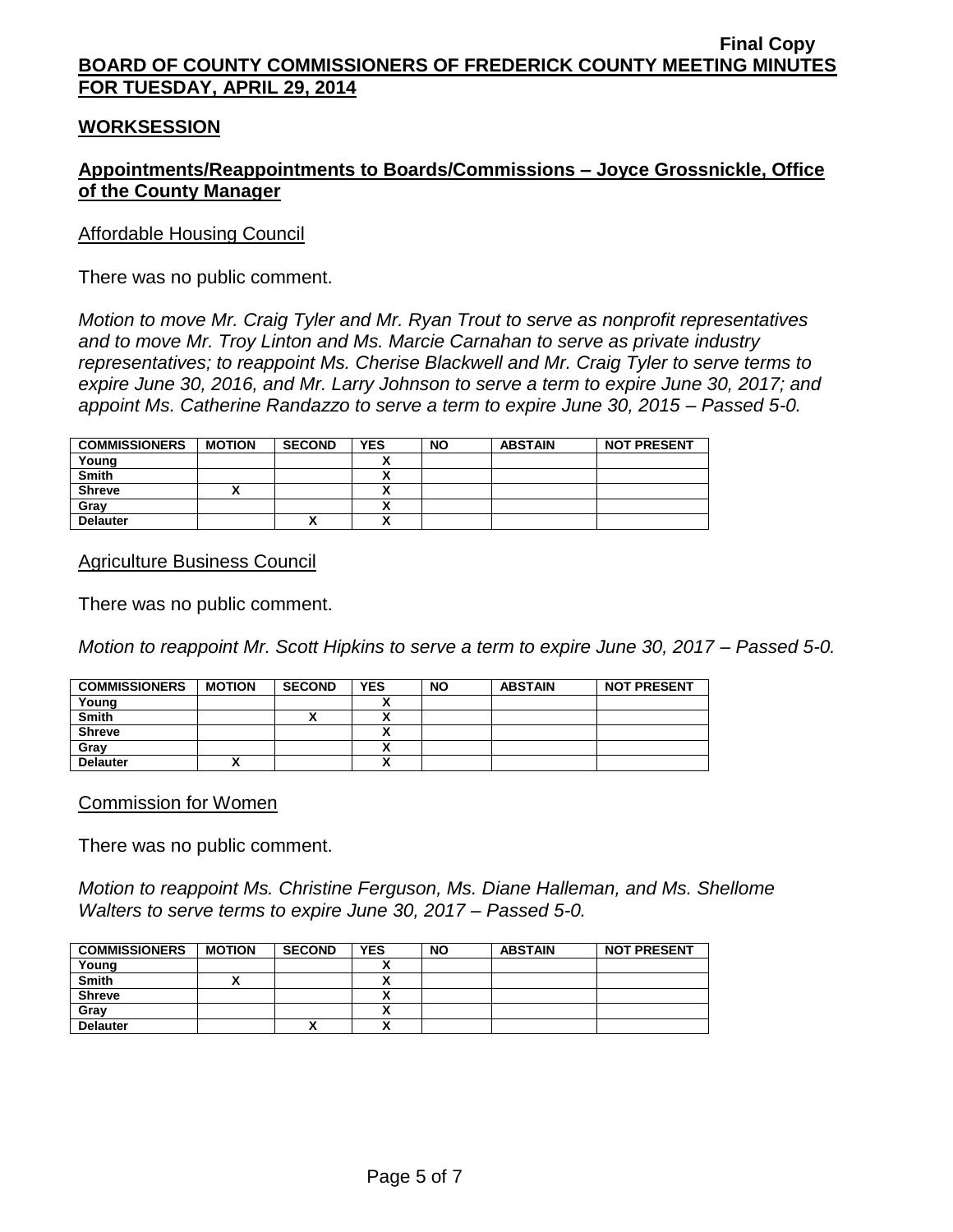Final Copy
**BOARD OF COUNTY COMMISSIONERS OF FREDERICK COUNTY MEETING MINUTES FOR TUESDAY, APRIL 29, 2014**

## WORKSESSION

### Appointments/Reappointments to Boards/Commissions – Joyce Grossnickle, Office of the County Manager

Affordable Housing Council

There was no public comment.

*Motion to move Mr. Craig Tyler and Mr. Ryan Trout to serve as nonprofit representatives and to move Mr. Troy Linton and Ms. Marcie Carnahan to serve as private industry representatives; to reappoint Ms. Cherise Blackwell and Mr. Craig Tyler to serve terms to expire June 30, 2016, and Mr. Larry Johnson to serve a term to expire June 30, 2017; and appoint Ms. Catherine Randazzo to serve a term to expire June 30, 2015 – Passed 5-0.*

| COMMISSIONERS | MOTION | SECOND | YES | NO | ABSTAIN | NOT PRESENT |
|---|---|---|---|---|---|---|
| Young | | | X | | | |
| Smith | | | X | | | |
| Shreve | X | | X | | | |
| Gray | | | X | | | |
| Delauter | | X | X | | | |

Agriculture Business Council

There was no public comment.

*Motion to reappoint Mr. Scott Hipkins to serve a term to expire June 30, 2017 – Passed 5-0.*

| COMMISSIONERS | MOTION | SECOND | YES | NO | ABSTAIN | NOT PRESENT |
|---|---|---|---|---|---|---|
| Young | | | X | | | |
| Smith | | X | X | | | |
| Shreve | | | X | | | |
| Gray | | | X | | | |
| Delauter | X | | X | | | |

Commission for Women

There was no public comment.

*Motion to reappoint Ms. Christine Ferguson, Ms. Diane Halleman, and Ms. Shellome Walters to serve terms to expire June 30, 2017 – Passed 5-0.*

| COMMISSIONERS | MOTION | SECOND | YES | NO | ABSTAIN | NOT PRESENT |
|---|---|---|---|---|---|---|
| Young | | | X | | | |
| Smith | X | | X | | | |
| Shreve | | | X | | | |
| Gray | | | X | | | |
| Delauter | | X | X | | | |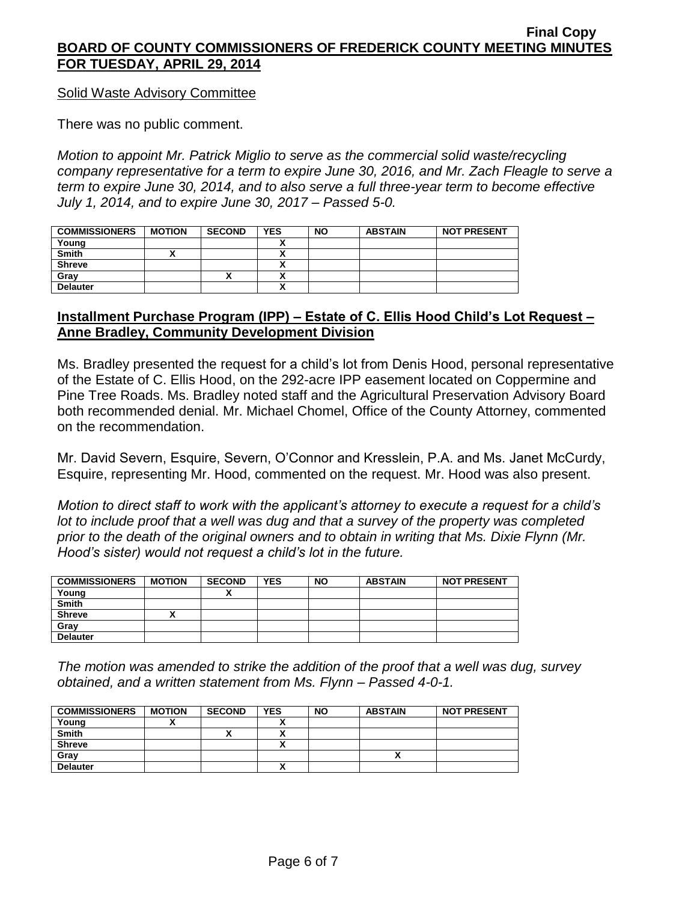Solid Waste Advisory Committee

There was no public comment.

*Motion to appoint Mr. Patrick Miglio to serve as the commercial solid waste/recycling company representative for a term to expire June 30, 2016, and Mr. Zach Fleagle to serve a term to expire June 30, 2014, and to also serve a full three-year term to become effective July 1, 2014, and to expire June 30, 2017 – Passed 5-0.*

| COMMISSIONERS | MOTION | SECOND | YES | NO | ABSTAIN | NOT PRESENT |
|---|---|---|---|---|---|---|
| Young | | | X | | | |
| Smith | X | | X | | | |
| Shreve | | | X | | | |
| Gray | | X | X | | | |
| Delauter | | | X | | | |

## Installment Purchase Program (IPP) – Estate of C. Ellis Hood Child's Lot Request – Anne Bradley, Community Development Division

Ms. Bradley presented the request for a child's lot from Denis Hood, personal representative of the Estate of C. Ellis Hood, on the 292-acre IPP easement located on Coppermine and Pine Tree Roads. Ms. Bradley noted staff and the Agricultural Preservation Advisory Board both recommended denial. Mr. Michael Chomel, Office of the County Attorney, commented on the recommendation.

Mr. David Severn, Esquire, Severn, O'Connor and Kresslein, P.A. and Ms. Janet McCurdy, Esquire, representing Mr. Hood, commented on the request. Mr. Hood was also present.

*Motion to direct staff to work with the applicant's attorney to execute a request for a child's lot to include proof that a well was dug and that a survey of the property was completed prior to the death of the original owners and to obtain in writing that Ms. Dixie Flynn (Mr. Hood's sister) would not request a child's lot in the future.*

| COMMISSIONERS | MOTION | SECOND | YES | NO | ABSTAIN | NOT PRESENT |
|---|---|---|---|---|---|---|
| Young | | X | | | | |
| Smith | | | | | | |
| Shreve | X | | | | | |
| Gray | | | | | | |
| Delauter | | | | | | |

*The motion was amended to strike the addition of the proof that a well was dug, survey obtained, and a written statement from Ms. Flynn – Passed 4-0-1.*

| COMMISSIONERS | MOTION | SECOND | YES | NO | ABSTAIN | NOT PRESENT |
|---|---|---|---|---|---|---|
| Young | X | | X | | | |
| Smith | | X | X | | | |
| Shreve | | | X | | | |
| Gray | | | | | X | |
| Delauter | | | X | | | |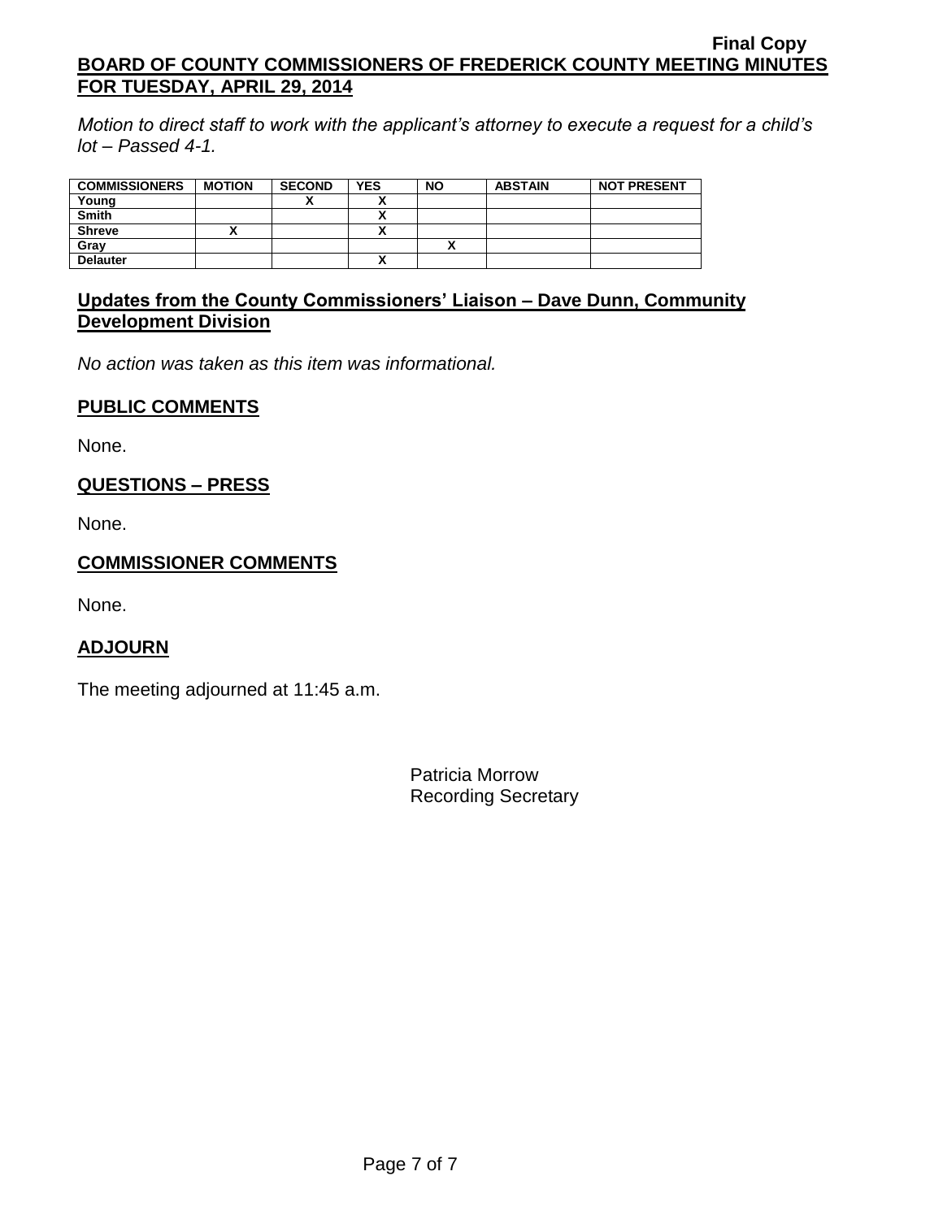*Motion to direct staff to work with the applicant's attorney to execute a request for a child's lot – Passed 4-1.*

| COMMISSIONERS | MOTION | SECOND | YES | NO | ABSTAIN | NOT PRESENT |
|---|---|---|---|---|---|---|
| Young | | X | X | | | |
| Smith | | | X | | | |
| Shreve | X | | X | | | |
| Gray | | | | X | | |
| Delauter | | | X | | | |

## Updates from the County Commissioners' Liaison – Dave Dunn, Community Development Division

*No action was taken as this item was informational.*

## PUBLIC COMMENTS

None.

## QUESTIONS – PRESS

None.

## COMMISSIONER COMMENTS

None.

## ADJOURN

The meeting adjourned at 11:45 a.m.

Patricia Morrow
Recording Secretary